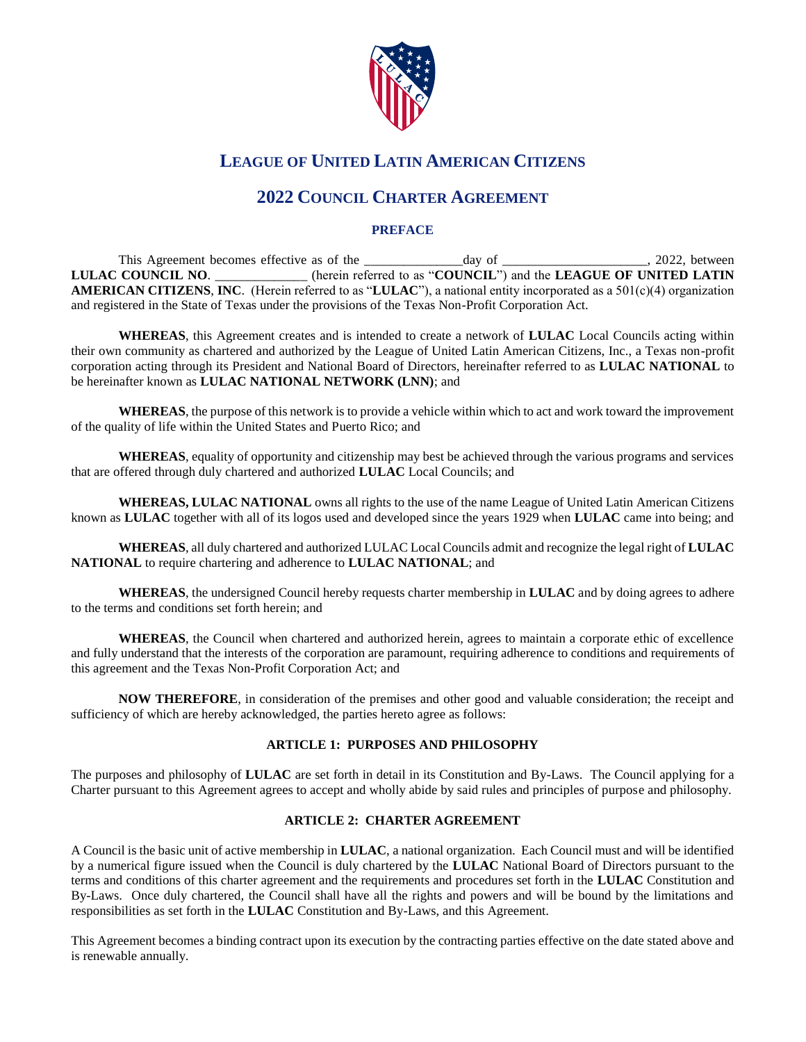# LEAGUE OF UNITED LATIN AMERICAN CITIZENS

## 2022 COUNCIL CHARTER AGREEMENT

### PREFACE

This Agreement becomes effective as of the _______________day of ______________________, 2022, between **LULAC COUNCIL NO**. ______________ (herein referred to as "**COUNCIL**") and the **LEAGUE OF UNITED LATIN AMERICAN CITIZENS**, **INC**. (Herein referred to as "**LULAC**"), a national entity incorporated as a 501(c)(4) organization and registered in the State of Texas under the provisions of the Texas Non-Profit Corporation Act.

**WHEREAS**, this Agreement creates and is intended to create a network of **LULAC** Local Councils acting within their own community as chartered and authorized by the League of United Latin American Citizens, Inc., a Texas non-profit corporation acting through its President and National Board of Directors, hereinafter referred to as **LULAC NATIONAL** to be hereinafter known as **LULAC NATIONAL NETWORK (LNN)**; and

**WHEREAS**, the purpose of this network is to provide a vehicle within which to act and work toward the improvement of the quality of life within the United States and Puerto Rico; and

**WHEREAS**, equality of opportunity and citizenship may best be achieved through the various programs and services that are offered through duly chartered and authorized **LULAC** Local Councils; and

**WHEREAS, LULAC NATIONAL** owns all rights to the use of the name League of United Latin American Citizens known as **LULAC** together with all of its logos used and developed since the years 1929 when **LULAC** came into being; and

**WHEREAS**, all duly chartered and authorized LULAC Local Councils admit and recognize the legal right of **LULAC NATIONAL** to require chartering and adherence to **LULAC NATIONAL**; and

**WHEREAS**, the undersigned Council hereby requests charter membership in **LULAC** and by doing agrees to adhere to the terms and conditions set forth herein; and

**WHEREAS**, the Council when chartered and authorized herein, agrees to maintain a corporate ethic of excellence and fully understand that the interests of the corporation are paramount, requiring adherence to conditions and requirements of this agreement and the Texas Non-Profit Corporation Act; and

**NOW THEREFORE**, in consideration of the premises and other good and valuable consideration; the receipt and sufficiency of which are hereby acknowledged, the parties hereto agree as follows:

### ARTICLE 1: PURPOSES AND PHILOSOPHY

The purposes and philosophy of **LULAC** are set forth in detail in its Constitution and By-Laws. The Council applying for a Charter pursuant to this Agreement agrees to accept and wholly abide by said rules and principles of purpose and philosophy.

### ARTICLE 2: CHARTER AGREEMENT

A Council is the basic unit of active membership in **LULAC**, a national organization. Each Council must and will be identified by a numerical figure issued when the Council is duly chartered by the **LULAC** National Board of Directors pursuant to the terms and conditions of this charter agreement and the requirements and procedures set forth in the **LULAC** Constitution and By-Laws. Once duly chartered, the Council shall have all the rights and powers and will be bound by the limitations and responsibilities as set forth in the **LULAC** Constitution and By-Laws, and this Agreement.

This Agreement becomes a binding contract upon its execution by the contracting parties effective on the date stated above and is renewable annually.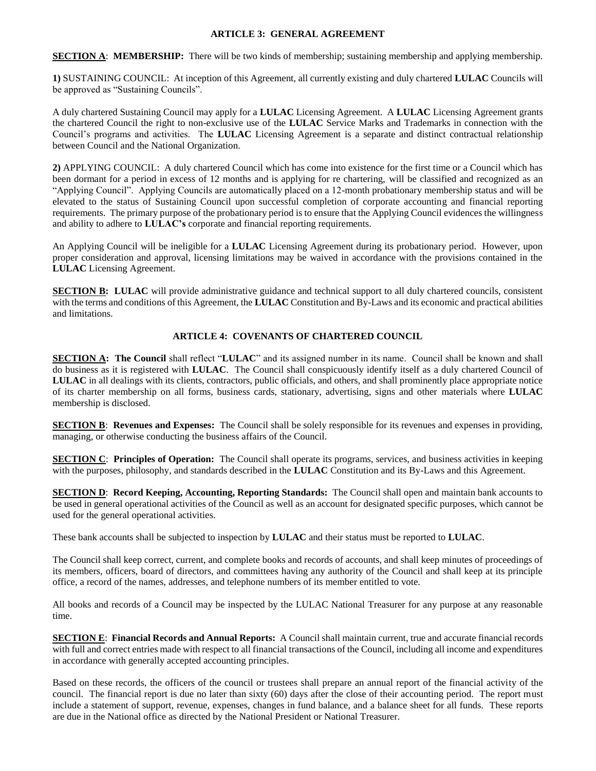### ARTICLE 3: GENERAL AGREEMENT

**SECTION A**: **MEMBERSHIP:** There will be two kinds of membership; sustaining membership and applying membership.

**1)** SUSTAINING COUNCIL: At inception of this Agreement, all currently existing and duly chartered **LULAC** Councils will be approved as "Sustaining Councils".

A duly chartered Sustaining Council may apply for a **LULAC** Licensing Agreement. A **LULAC** Licensing Agreement grants the chartered Council the right to non-exclusive use of the **LULAC** Service Marks and Trademarks in connection with the Council's programs and activities. The **LULAC** Licensing Agreement is a separate and distinct contractual relationship between Council and the National Organization.

**2)** APPLYING COUNCIL: A duly chartered Council which has come into existence for the first time or a Council which has been dormant for a period in excess of 12 months and is applying for re chartering, will be classified and recognized as an "Applying Council". Applying Councils are automatically placed on a 12-month probationary membership status and will be elevated to the status of Sustaining Council upon successful completion of corporate accounting and financial reporting requirements. The primary purpose of the probationary period is to ensure that the Applying Council evidences the willingness and ability to adhere to **LULAC's** corporate and financial reporting requirements.

An Applying Council will be ineligible for a **LULAC** Licensing Agreement during its probationary period. However, upon proper consideration and approval, licensing limitations may be waived in accordance with the provisions contained in the **LULAC** Licensing Agreement.

**SECTION B: LULAC** will provide administrative guidance and technical support to all duly chartered councils, consistent with the terms and conditions of this Agreement, the **LULAC** Constitution and By-Laws and its economic and practical abilities and limitations.

### ARTICLE 4: COVENANTS OF CHARTERED COUNCIL

**SECTION A: The Council** shall reflect "**LULAC**" and its assigned number in its name. Council shall be known and shall do business as it is registered with **LULAC**. The Council shall conspicuously identify itself as a duly chartered Council of **LULAC** in all dealings with its clients, contractors, public officials, and others, and shall prominently place appropriate notice of its charter membership on all forms, business cards, stationary, advertising, signs and other materials where **LULAC** membership is disclosed.

**SECTION B**: **Revenues and Expenses:** The Council shall be solely responsible for its revenues and expenses in providing, managing, or otherwise conducting the business affairs of the Council.

**SECTION C**: **Principles of Operation:** The Council shall operate its programs, services, and business activities in keeping with the purposes, philosophy, and standards described in the **LULAC** Constitution and its By-Laws and this Agreement.

**SECTION D**: **Record Keeping, Accounting, Reporting Standards:** The Council shall open and maintain bank accounts to be used in general operational activities of the Council as well as an account for designated specific purposes, which cannot be used for the general operational activities.

These bank accounts shall be subjected to inspection by **LULAC** and their status must be reported to **LULAC**.

The Council shall keep correct, current, and complete books and records of accounts, and shall keep minutes of proceedings of its members, officers, board of directors, and committees having any authority of the Council and shall keep at its principle office, a record of the names, addresses, and telephone numbers of its member entitled to vote.

All books and records of a Council may be inspected by the LULAC National Treasurer for any purpose at any reasonable time.

**SECTION E**: **Financial Records and Annual Reports:** A Council shall maintain current, true and accurate financial records with full and correct entries made with respect to all financial transactions of the Council, including all income and expenditures in accordance with generally accepted accounting principles.

Based on these records, the officers of the council or trustees shall prepare an annual report of the financial activity of the council. The financial report is due no later than sixty (60) days after the close of their accounting period. The report must include a statement of support, revenue, expenses, changes in fund balance, and a balance sheet for all funds. These reports are due in the National office as directed by the National President or National Treasurer.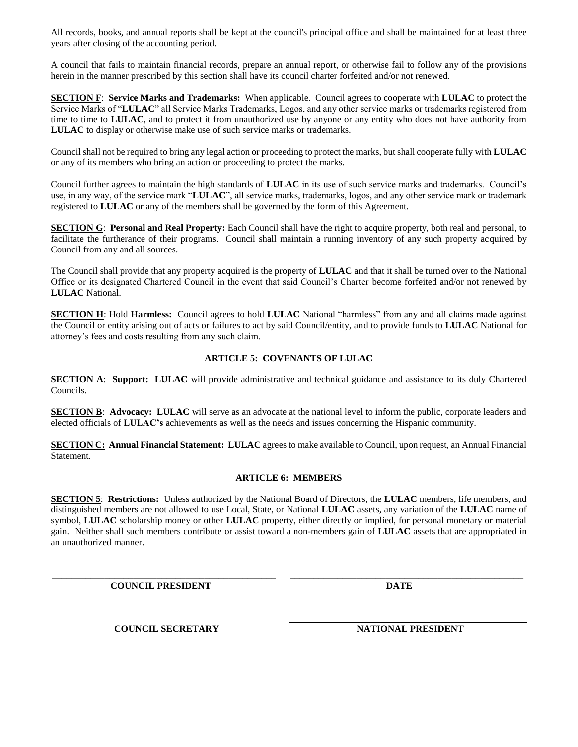All records, books, and annual reports shall be kept at the council's principal office and shall be maintained for at least three years after closing of the accounting period.

A council that fails to maintain financial records, prepare an annual report, or otherwise fail to follow any of the provisions herein in the manner prescribed by this section shall have its council charter forfeited and/or not renewed.

**SECTION F**: **Service Marks and Trademarks:** When applicable. Council agrees to cooperate with **LULAC** to protect the Service Marks of "**LULAC**" all Service Marks Trademarks, Logos, and any other service marks or trademarks registered from time to time to **LULAC**, and to protect it from unauthorized use by anyone or any entity who does not have authority from **LULAC** to display or otherwise make use of such service marks or trademarks.

Council shall not be required to bring any legal action or proceeding to protect the marks, but shall cooperate fully with **LULAC** or any of its members who bring an action or proceeding to protect the marks.

Council further agrees to maintain the high standards of **LULAC** in its use of such service marks and trademarks. Council's use, in any way, of the service mark "**LULAC**", all service marks, trademarks, logos, and any other service mark or trademark registered to **LULAC** or any of the members shall be governed by the form of this Agreement.

**SECTION G**: **Personal and Real Property:** Each Council shall have the right to acquire property, both real and personal, to facilitate the furtherance of their programs. Council shall maintain a running inventory of any such property acquired by Council from any and all sources.

The Council shall provide that any property acquired is the property of **LULAC** and that it shall be turned over to the National Office or its designated Chartered Council in the event that said Council's Charter become forfeited and/or not renewed by **LULAC** National.

**SECTION H**: Hold **Harmless:** Council agrees to hold **LULAC** National "harmless" from any and all claims made against the Council or entity arising out of acts or failures to act by said Council/entity, and to provide funds to **LULAC** National for attorney's fees and costs resulting from any such claim.

## ARTICLE 5: COVENANTS OF LULAC

**SECTION A**: **Support: LULAC** will provide administrative and technical guidance and assistance to its duly Chartered Councils.

**SECTION B**: **Advocacy: LULAC** will serve as an advocate at the national level to inform the public, corporate leaders and elected officials of **LULAC's** achievements as well as the needs and issues concerning the Hispanic community.

**SECTION C: Annual Financial Statement: LULAC** agrees to make available to Council, upon request, an Annual Financial Statement.

## ARTICLE 6: MEMBERS

**SECTION 5**: **Restrictions:** Unless authorized by the National Board of Directors, the **LULAC** members, life members, and distinguished members are not allowed to use Local, State, or National **LULAC** assets, any variation of the **LULAC** name of symbol, **LULAC** scholarship money or other **LULAC** property, either directly or implied, for personal monetary or material gain. Neither shall such members contribute or assist toward a non-members gain of **LULAC** assets that are appropriated in an unauthorized manner.

| | |
|---|---|
| \_\_\_\_\_\_\_\_\_\_\_\_\_\_\_\_\_\_\_\_\_\_\_\_\_\_\_\_\_\_ | \_\_\_\_\_\_\_\_\_\_\_\_\_\_\_\_\_\_\_\_\_\_\_\_\_\_\_\_\_\_ |
| **COUNCIL PRESIDENT** | **DATE** |
| \_\_\_\_\_\_\_\_\_\_\_\_\_\_\_\_\_\_\_\_\_\_\_\_\_\_\_\_\_\_ | \_\_\_\_\_\_\_\_\_\_\_\_\_\_\_\_\_\_\_\_\_\_\_\_\_\_\_\_\_\_ |
| **COUNCIL SECRETARY** | **NATIONAL PRESIDENT** |